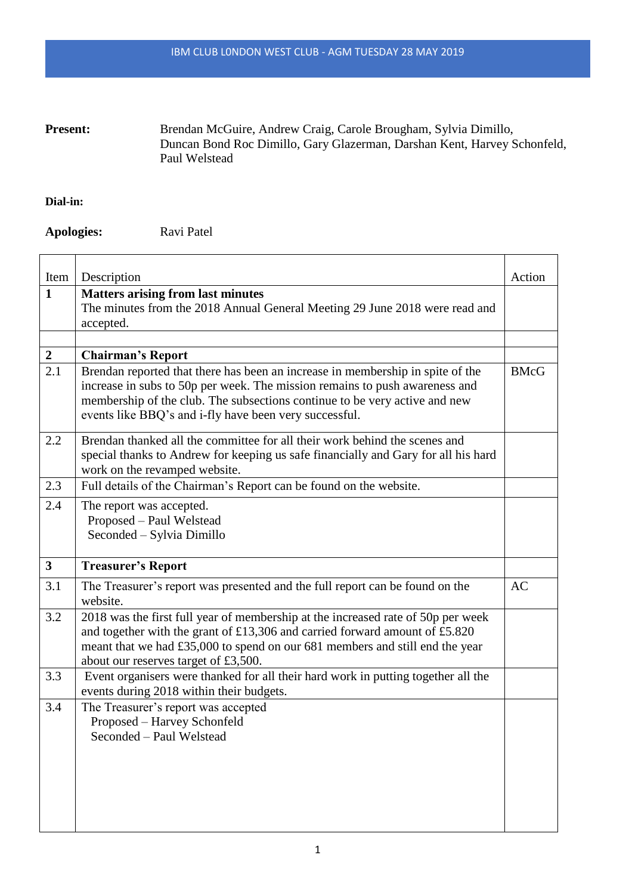# IBM CLUB L0NDON WEST CLUB - AGM TUESDAY 28 MAY 2019

**Present:** Brendan McGuire, Andrew Craig, Carole Brougham, Sylvia Dimillo, Duncan Bond Roc Dimillo, Gary Glazerman, Darshan Kent, Harvey Schonfeld, Paul Welstead

**Dial-in:**

**Apologies:** Ravi Patel

| Item | Description | Action |
|---|---|---|
| **1** | **Matters arising from last minutes**<br>The minutes from the 2018 Annual General Meeting 29 June 2018 were read and accepted. | |
| | | |
| **2** | **Chairman's Report** | |
| 2.1 | Brendan reported that there has been an increase in membership in spite of the increase in subs to 50p per week. The mission remains to push awareness and membership of the club. The subsections continue to be very active and new events like BBQ's and i-fly have been very successful. | BMcG |
| 2.2 | Brendan thanked all the committee for all their work behind the scenes and special thanks to Andrew for keeping us safe financially and Gary for all his hard work on the revamped website. | |
| 2.3 | Full details of the Chairman's Report can be found on the website. | |
| 2.4 | The report was accepted.<br>Proposed – Paul Welstead<br>Seconded – Sylvia Dimillo | |
| **3** | **Treasurer's Report** | |
| 3.1 | The Treasurer's report was presented and the full report can be found on the website. | AC |
| 3.2 | 2018 was the first full year of membership at the increased rate of 50p per week and together with the grant of £13,306 and carried forward amount of £5.820 meant that we had £35,000 to spend on our 681 members and still end the year about our reserves target of £3,500. | |
| 3.3 | Event organisers were thanked for all their hard work in putting together all the events during 2018 within their budgets. | |
| 3.4 | The Treasurer's report was accepted<br>Proposed – Harvey Schonfeld<br>Seconded – Paul Welstead | |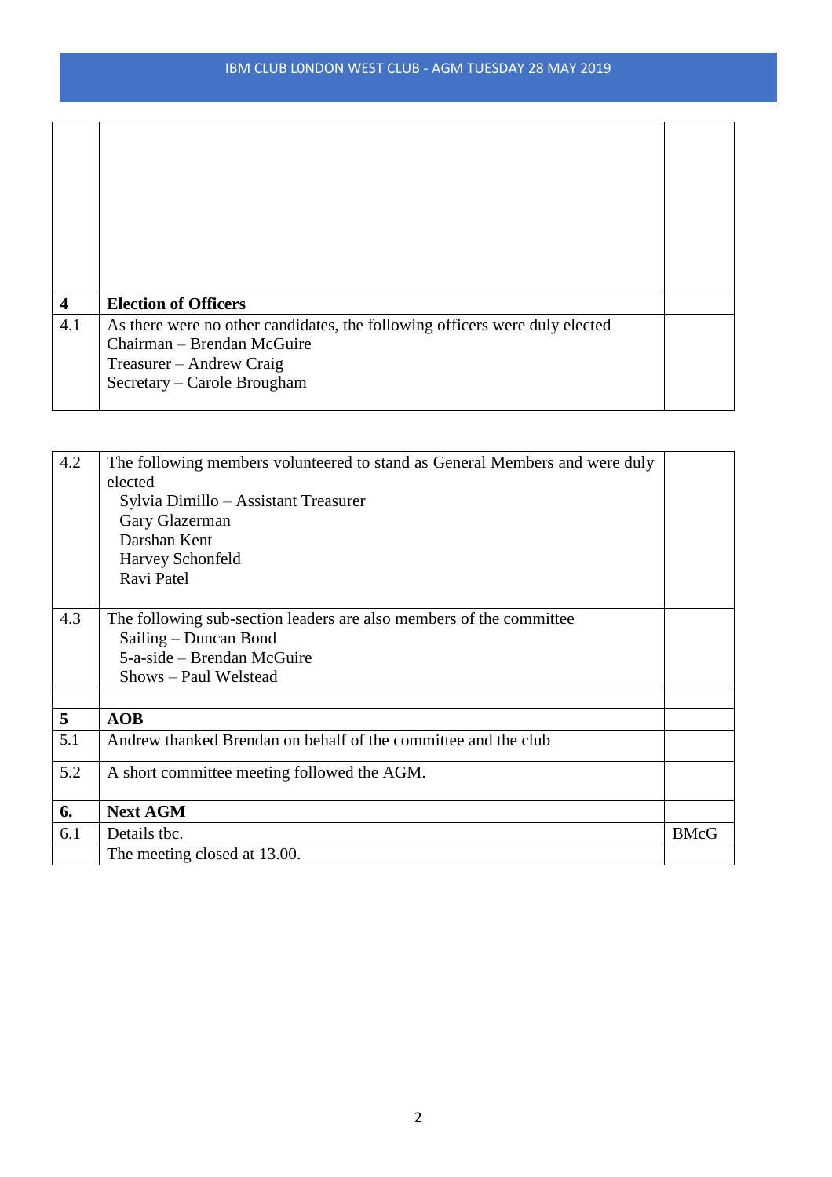| | | |
|---|---|---|
| | | |
| **4** | **Election of Officers** | |
| 4.1 | As there were no other candidates, the following officers were duly elected<br>Chairman – Brendan McGuire<br>Treasurer – Andrew Craig<br>Secretary – Carole Brougham | |

| | | |
|---|---|---|
| 4.2 | The following members volunteered to stand as General Members and were duly elected<br>Sylvia Dimillo – Assistant Treasurer<br>Gary Glazerman<br>Darshan Kent<br>Harvey Schonfeld<br>Ravi Patel | |
| 4.3 | The following sub-section leaders are also members of the committee<br>Sailing – Duncan Bond<br>5-a-side – Brendan McGuire<br>Shows – Paul Welstead | |
| | | |
| **5** | **AOB** | |
| 5.1 | Andrew thanked Brendan on behalf of the committee and the club | |
| 5.2 | A short committee meeting followed the AGM. | |
| **6.** | **Next AGM** | |
| 6.1 | Details tbc. | BMcG |
| | The meeting closed at 13.00. | |